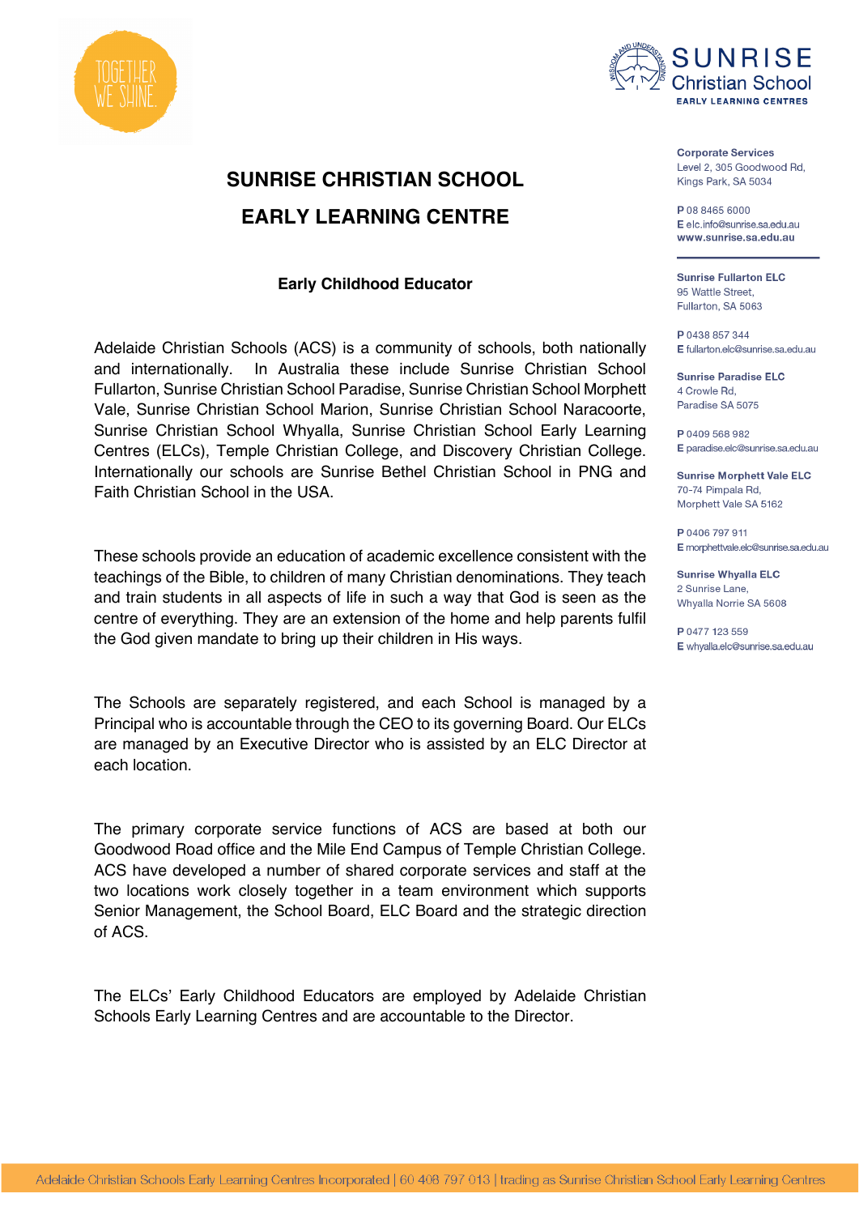# SUNRISE CHRISTIAN SCHOOL

# EARLY LEARNING CENTRE

**Corporate Services**
Level 2, 305 Goodwood Rd,
Kings Park, SA 5034

**P** 08 8465 6000
**E** elc.info@sunrise.sa.edu.au
**www.sunrise.sa.edu.au**

**Sunrise Fullarton ELC**
95 Wattle Street,
Fullarton, SA 5063

**P** 0438 857 344
**E** fullarton.elc@sunrise.sa.edu.au

**Sunrise Paradise ELC**
4 Crowle Rd,
Paradise SA 5075

**P** 0409 568 982
**E** paradise.elc@sunrise.sa.edu.au

**Sunrise Morphett Vale ELC**
70-74 Pimpala Rd,
Morphett Vale SA 5162

**P** 0406 797 911
**E** morphettvale.elc@sunrise.sa.edu.au

**Sunrise Whyalla ELC**
2 Sunrise Lane,
Whyalla Norrie SA 5608

**P** 0477 123 559
**E** whyalla.elc@sunrise.sa.edu.au

## Early Childhood Educator

Adelaide Christian Schools (ACS) is a community of schools, both nationally and internationally. In Australia these include Sunrise Christian School Fullarton, Sunrise Christian School Paradise, Sunrise Christian School Morphett Vale, Sunrise Christian School Marion, Sunrise Christian School Naracoorte, Sunrise Christian School Whyalla, Sunrise Christian School Early Learning Centres (ELCs), Temple Christian College, and Discovery Christian College. Internationally our schools are Sunrise Bethel Christian School in PNG and Faith Christian School in the USA.

These schools provide an education of academic excellence consistent with the teachings of the Bible, to children of many Christian denominations. They teach and train students in all aspects of life in such a way that God is seen as the centre of everything. They are an extension of the home and help parents fulfil the God given mandate to bring up their children in His ways.

The Schools are separately registered, and each School is managed by a Principal who is accountable through the CEO to its governing Board. Our ELCs are managed by an Executive Director who is assisted by an ELC Director at each location.

The primary corporate service functions of ACS are based at both our Goodwood Road office and the Mile End Campus of Temple Christian College. ACS have developed a number of shared corporate services and staff at the two locations work closely together in a team environment which supports Senior Management, the School Board, ELC Board and the strategic direction of ACS.

The ELCs' Early Childhood Educators are employed by Adelaide Christian Schools Early Learning Centres and are accountable to the Director.

Adelaide Christian Schools Early Learning Centres Incorporated | 60 408 797 013 | trading as Sunrise Christian School Early Learning Centres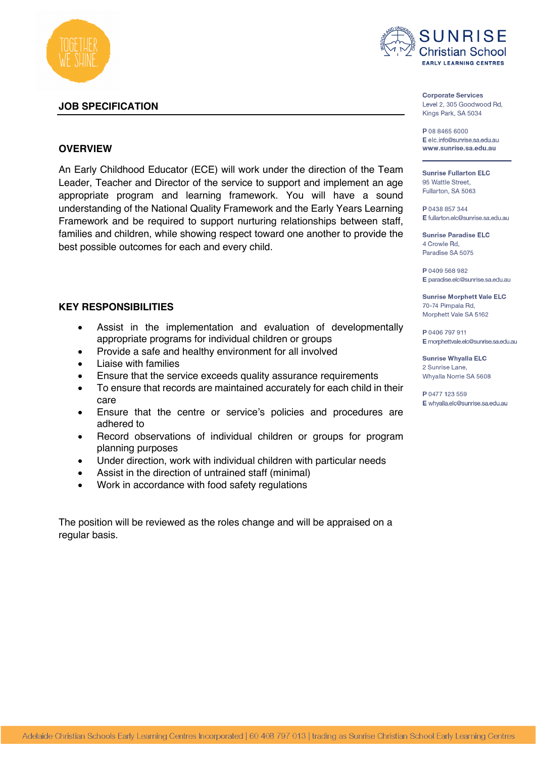## JOB SPECIFICATION

Corporate Services
Level 2, 305 Goodwood Rd,
Kings Park, SA 5034

P 08 8465 6000
E elc.info@sunrise.sa.edu.au
www.sunrise.sa.edu.au

Sunrise Fullarton ELC
95 Wattle Street,
Fullarton, SA 5063

P 0438 857 344
E fullarton.elc@sunrise.sa.edu.au

Sunrise Paradise ELC
4 Crowle Rd,
Paradise SA 5075

P 0409 568 982
E paradise.elc@sunrise.sa.edu.au

Sunrise Morphett Vale ELC
70-74 Pimpala Rd,
Morphett Vale SA 5162

P 0406 797 911
E morphettvale.elc@sunrise.sa.edu.au

Sunrise Whyalla ELC
2 Sunrise Lane,
Whyalla Norrie SA 5608

P 0477 123 559
E whyalla.elc@sunrise.sa.edu.au

### OVERVIEW

An Early Childhood Educator (ECE) will work under the direction of the Team Leader, Teacher and Director of the service to support and implement an age appropriate program and learning framework. You will have a sound understanding of the National Quality Framework and the Early Years Learning Framework and be required to support nurturing relationships between staff, families and children, while showing respect toward one another to provide the best possible outcomes for each and every child.

### KEY RESPONSIBILITIES

- Assist in the implementation and evaluation of developmentally appropriate programs for individual children or groups
- Provide a safe and healthy environment for all involved
- Liaise with families
- Ensure that the service exceeds quality assurance requirements
- To ensure that records are maintained accurately for each child in their care
- Ensure that the centre or service's policies and procedures are adhered to
- Record observations of individual children or groups for program planning purposes
- Under direction, work with individual children with particular needs
- Assist in the direction of untrained staff (minimal)
- Work in accordance with food safety regulations

The position will be reviewed as the roles change and will be appraised on a regular basis.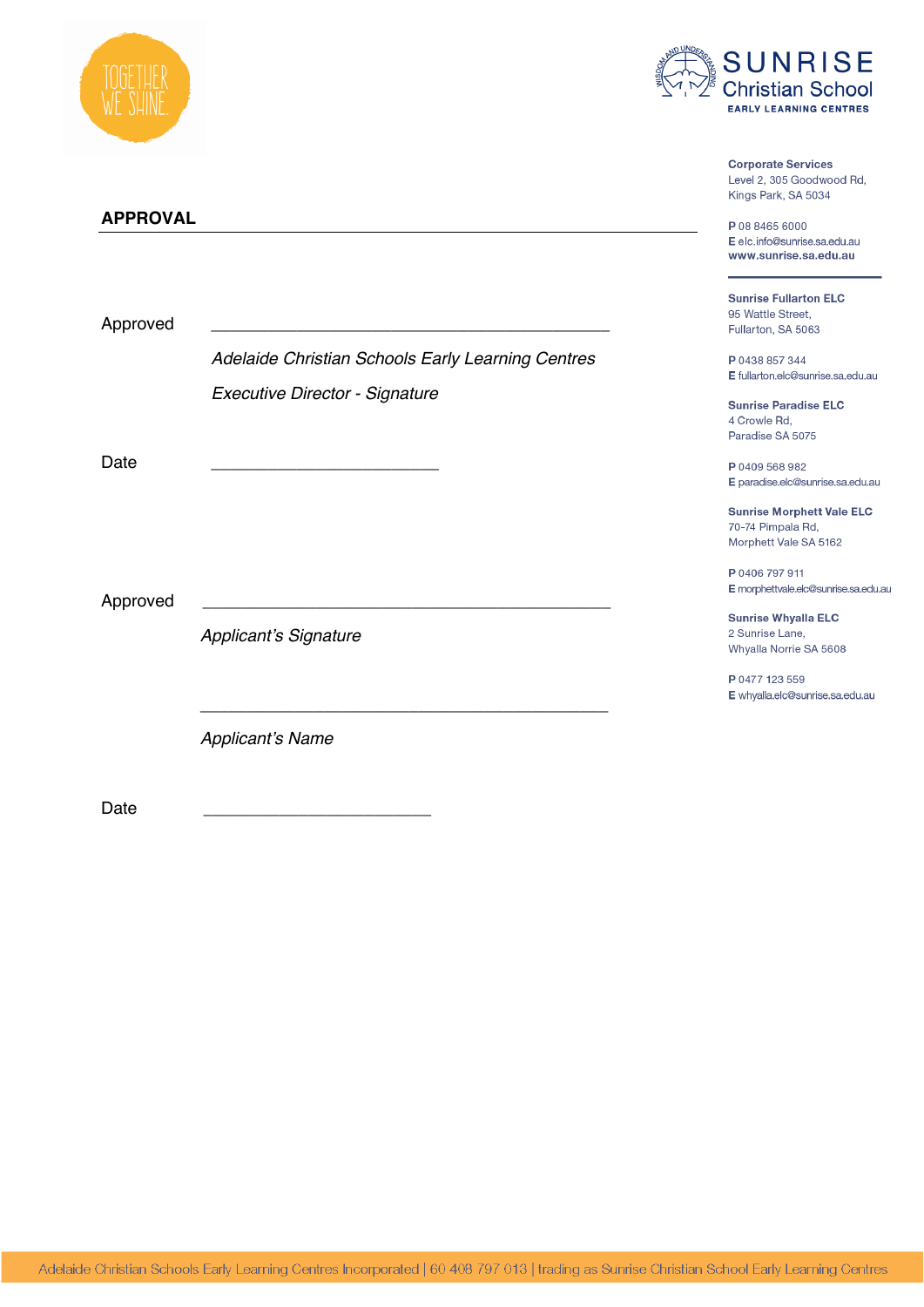TOGETHER WE SHINE.

**SUNRISE Christian School**
**EARLY LEARNING CENTRES**

**Corporate Services**
Level 2, 305 Goodwood Rd,
Kings Park, SA 5034

P 08 8465 6000
E elc.info@sunrise.sa.edu.au
www.sunrise.sa.edu.au

**Sunrise Fullarton ELC**
95 Wattle Street,
Fullarton, SA 5063

P 0438 857 344
E fullarton.elc@sunrise.sa.edu.au

**Sunrise Paradise ELC**
4 Crowle Rd,
Paradise SA 5075

P 0409 568 982
E paradise.elc@sunrise.sa.edu.au

**Sunrise Morphett Vale ELC**
70-74 Pimpala Rd,
Morphett Vale SA 5162

P 0406 797 911
E morphettvale.elc@sunrise.sa.edu.au

**Sunrise Whyalla ELC**
2 Sunrise Lane,
Whyalla Norrie SA 5608

P 0477 123 559
E whyalla.elc@sunrise.sa.edu.au

## APPROVAL

Approved \_\_\_\_\_\_\_\_\_\_\_\_\_\_\_\_\_\_\_\_\_\_\_\_\_\_\_\_\_\_\_\_\_\_\_\_\_\_\_\_

*Adelaide Christian Schools Early Learning Centres*

*Executive Director - Signature*

Date \_\_\_\_\_\_\_\_\_\_\_\_\_\_\_\_\_\_\_\_\_\_

Approved \_\_\_\_\_\_\_\_\_\_\_\_\_\_\_\_\_\_\_\_\_\_\_\_\_\_\_\_\_\_\_\_\_\_\_\_\_\_\_\_

*Applicant's Signature*

\_\_\_\_\_\_\_\_\_\_\_\_\_\_\_\_\_\_\_\_\_\_\_\_\_\_\_\_\_\_\_\_\_\_\_\_\_\_\_\_

*Applicant's Name*

Date \_\_\_\_\_\_\_\_\_\_\_\_\_\_\_\_\_\_\_\_\_\_

Adelaide Christian Schools Early Learning Centres Incorporated | 60 408 797 013 | trading as Sunrise Christian School Early Learning Centres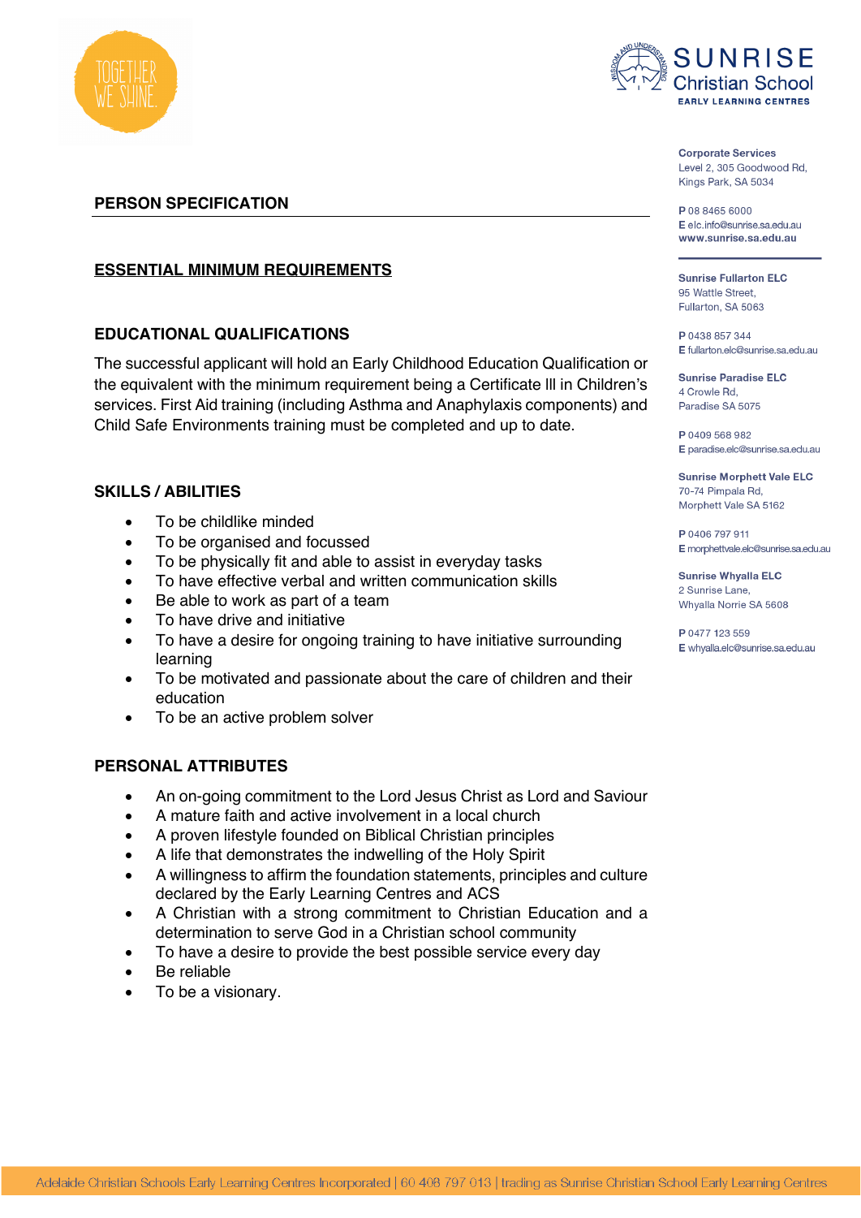## PERSON SPECIFICATION

### ESSENTIAL MINIMUM REQUIREMENTS

### EDUCATIONAL QUALIFICATIONS

The successful applicant will hold an Early Childhood Education Qualification or the equivalent with the minimum requirement being a Certificate lll in Children's services. First Aid training (including Asthma and Anaphylaxis components) and Child Safe Environments training must be completed and up to date.

### SKILLS / ABILITIES

- To be childlike minded
- To be organised and focussed
- To be physically fit and able to assist in everyday tasks
- To have effective verbal and written communication skills
- Be able to work as part of a team
- To have drive and initiative
- To have a desire for ongoing training to have initiative surrounding learning
- To be motivated and passionate about the care of children and their education
- To be an active problem solver

### PERSONAL ATTRIBUTES

- An on-going commitment to the Lord Jesus Christ as Lord and Saviour
- A mature faith and active involvement in a local church
- A proven lifestyle founded on Biblical Christian principles
- A life that demonstrates the indwelling of the Holy Spirit
- A willingness to affirm the foundation statements, principles and culture declared by the Early Learning Centres and ACS
- A Christian with a strong commitment to Christian Education and a determination to serve God in a Christian school community
- To have a desire to provide the best possible service every day
- Be reliable
- To be a visionary.

**Corporate Services**
Level 2, 305 Goodwood Rd,
Kings Park, SA 5034

P 08 8465 6000
E elc.info@sunrise.sa.edu.au
www.sunrise.sa.edu.au

**Sunrise Fullarton ELC**
95 Wattle Street,
Fullarton, SA 5063

P 0438 857 344
E fullarton.elc@sunrise.sa.edu.au

**Sunrise Paradise ELC**
4 Crowle Rd,
Paradise SA 5075

P 0409 568 982
E paradise.elc@sunrise.sa.edu.au

**Sunrise Morphett Vale ELC**
70-74 Pimpala Rd,
Morphett Vale SA 5162

P 0406 797 911
E morphettvale.elc@sunrise.sa.edu.au

**Sunrise Whyalla ELC**
2 Sunrise Lane,
Whyalla Norrie SA 5608

P 0477 123 559
E whyalla.elc@sunrise.sa.edu.au

Adelaide Christian Schools Early Learning Centres Incorporated | 60 408 797 013 | trading as Sunrise Christian School Early Learning Centres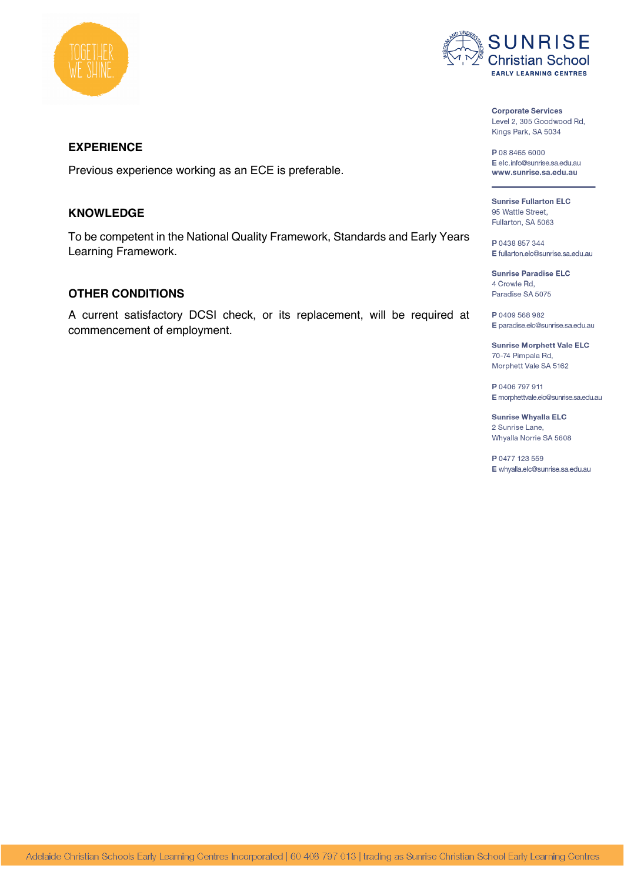## EXPERIENCE

Previous experience working as an ECE is preferable.

## KNOWLEDGE

To be competent in the National Quality Framework, Standards and Early Years Learning Framework.

## OTHER CONDITIONS

A current satisfactory DCSI check, or its replacement, will be required at commencement of employment.

**Corporate Services**
Level 2, 305 Goodwood Rd,
Kings Park, SA 5034

**P** 08 8465 6000
**E** elc.info@sunrise.sa.edu.au
**www.sunrise.sa.edu.au**

**Sunrise Fullarton ELC**
95 Wattle Street,
Fullarton, SA 5063

**P** 0438 857 344
**E** fullarton.elc@sunrise.sa.edu.au

**Sunrise Paradise ELC**
4 Crowle Rd,
Paradise SA 5075

**P** 0409 568 982
**E** paradise.elc@sunrise.sa.edu.au

**Sunrise Morphett Vale ELC**
70-74 Pimpala Rd,
Morphett Vale SA 5162

**P** 0406 797 911
**E** morphettvale.elc@sunrise.sa.edu.au

**Sunrise Whyalla ELC**
2 Sunrise Lane,
Whyalla Norrie SA 5608

**P** 0477 123 559
**E** whyalla.elc@sunrise.sa.edu.au

Adelaide Christian Schools Early Learning Centres Incorporated | 60 408 797 013 | trading as Sunrise Christian School Early Learning Centres